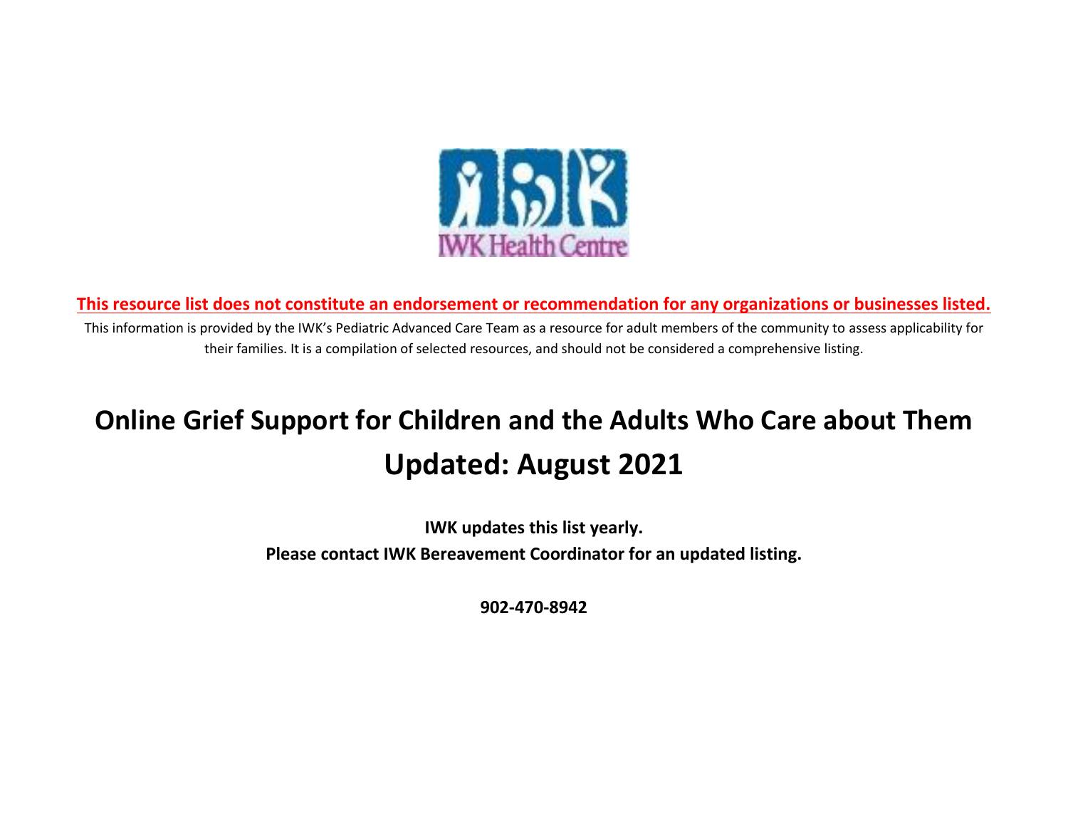**This resource list does not constitute an endorsement or recommendation for any organizations or businesses listed.**

This information is provided by the IWK's Pediatric Advanced Care Team as a resource for adult members of the community to assess applicability for their families. It is a compilation of selected resources, and should not be considered a comprehensive listing.

# Online Grief Support for Children and the Adults Who Care about Them

# Updated: August 2021

**IWK updates this list yearly.**

**Please contact IWK Bereavement Coordinator for an updated listing.**

**902-470-8942**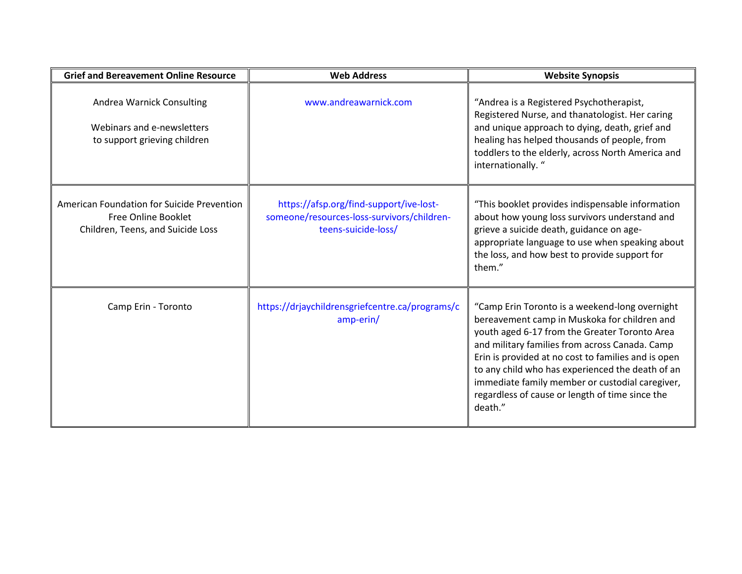| Grief and Bereavement Online Resource | Web Address | Website Synopsis |
|---|---|---|
| Andrea Warnick Consulting<br><br>Webinars and e-newsletters to support grieving children | www.andreawarnick.com | "Andrea is a Registered Psychotherapist, Registered Nurse, and thanatologist. Her caring and unique approach to dying, death, grief and healing has helped thousands of people, from toddlers to the elderly, across North America and internationally. " |
| American Foundation for Suicide Prevention<br>Free Online Booklet<br>Children, Teens, and Suicide Loss | https://afsp.org/find-support/ive-lost-someone/resources-loss-survivors/children-teens-suicide-loss/ | "This booklet provides indispensable information about how young loss survivors understand and grieve a suicide death, guidance on age-appropriate language to use when speaking about the loss, and how best to provide support for them." |
| Camp Erin - Toronto | https://drjaychildrensgriefcentre.ca/programs/camp-erin/ | "Camp Erin Toronto is a weekend-long overnight bereavement camp in Muskoka for children and youth aged 6-17 from the Greater Toronto Area and military families from across Canada. Camp Erin is provided at no cost to families and is open to any child who has experienced the death of an immediate family member or custodial caregiver, regardless of cause or length of time since the death." |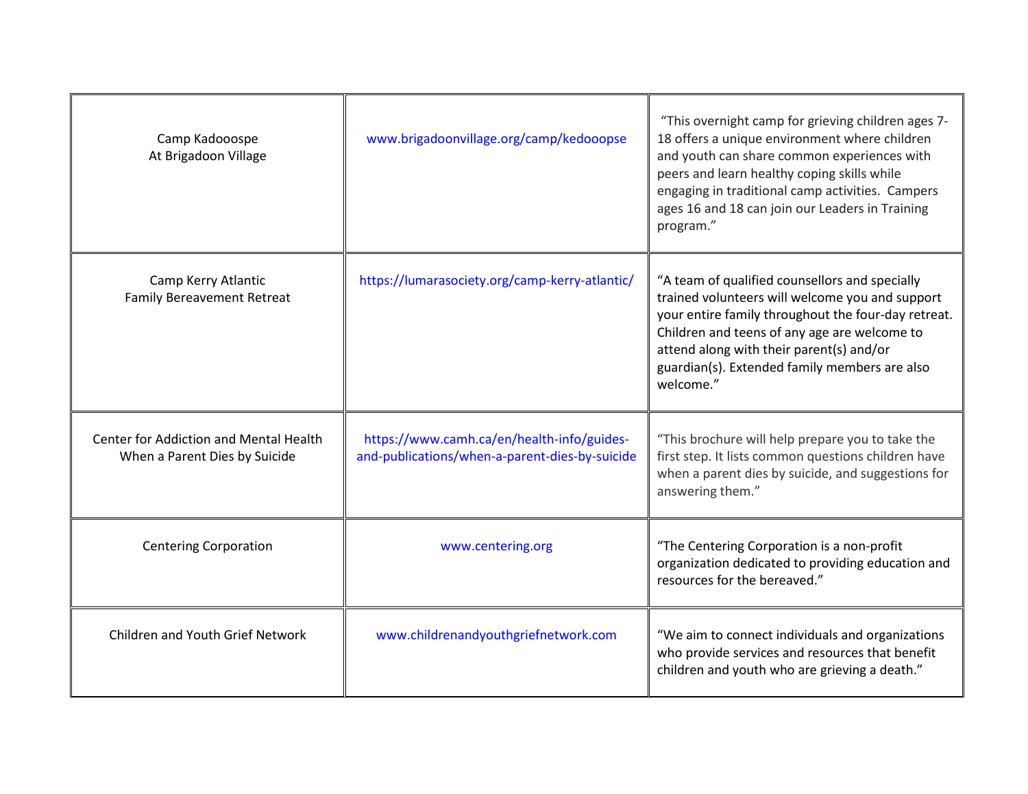| | | |
|---|---|---|
| Camp Kadooospe<br>At Brigadoon Village | www.brigadoonvillage.org/camp/kedooopse | "This overnight camp for grieving children ages 7-18 offers a unique environment where children and youth can share common experiences with peers and learn healthy coping skills while engaging in traditional camp activities. Campers ages 16 and 18 can join our Leaders in Training program." |
| Camp Kerry Atlantic<br>Family Bereavement Retreat | https://lumarasociety.org/camp-kerry-atlantic/ | "A team of qualified counsellors and specially trained volunteers will welcome you and support your entire family throughout the four-day retreat. Children and teens of any age are welcome to attend along with their parent(s) and/or guardian(s). Extended family members are also welcome." |
| Center for Addiction and Mental Health<br>When a Parent Dies by Suicide | https://www.camh.ca/en/health-info/guides-and-publications/when-a-parent-dies-by-suicide | "This brochure will help prepare you to take the first step. It lists common questions children have when a parent dies by suicide, and suggestions for answering them." |
| Centering Corporation | www.centering.org | "The Centering Corporation is a non-profit organization dedicated to providing education and resources for the bereaved." |
| Children and Youth Grief Network | www.childrenandyouthgriefnetwork.com | "We aim to connect individuals and organizations who provide services and resources that benefit children and youth who are grieving a death." |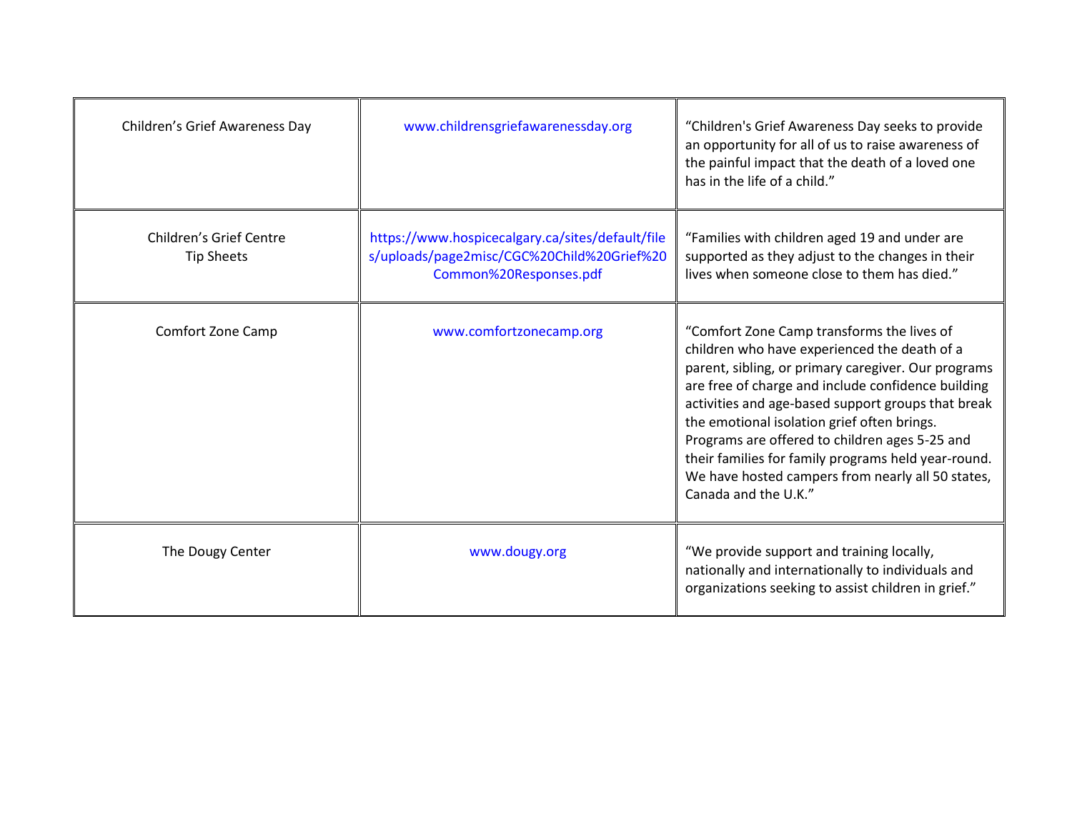| | | |
|---|---|---|
| Children's Grief Awareness Day | www.childrensgriefawarenessday.org | "Children's Grief Awareness Day seeks to provide an opportunity for all of us to raise awareness of the painful impact that the death of a loved one has in the life of a child." |
| Children's Grief Centre Tip Sheets | https://www.hospicecalgary.ca/sites/default/files/uploads/page2misc/CGC%20Child%20Grief%20Common%20Responses.pdf | "Families with children aged 19 and under are supported as they adjust to the changes in their lives when someone close to them has died." |
| Comfort Zone Camp | www.comfortzonecamp.org | "Comfort Zone Camp transforms the lives of children who have experienced the death of a parent, sibling, or primary caregiver. Our programs are free of charge and include confidence building activities and age-based support groups that break the emotional isolation grief often brings. Programs are offered to children ages 5-25 and their families for family programs held year-round. We have hosted campers from nearly all 50 states, Canada and the U.K." |
| The Dougy Center | www.dougy.org | "We provide support and training locally, nationally and internationally to individuals and organizations seeking to assist children in grief." |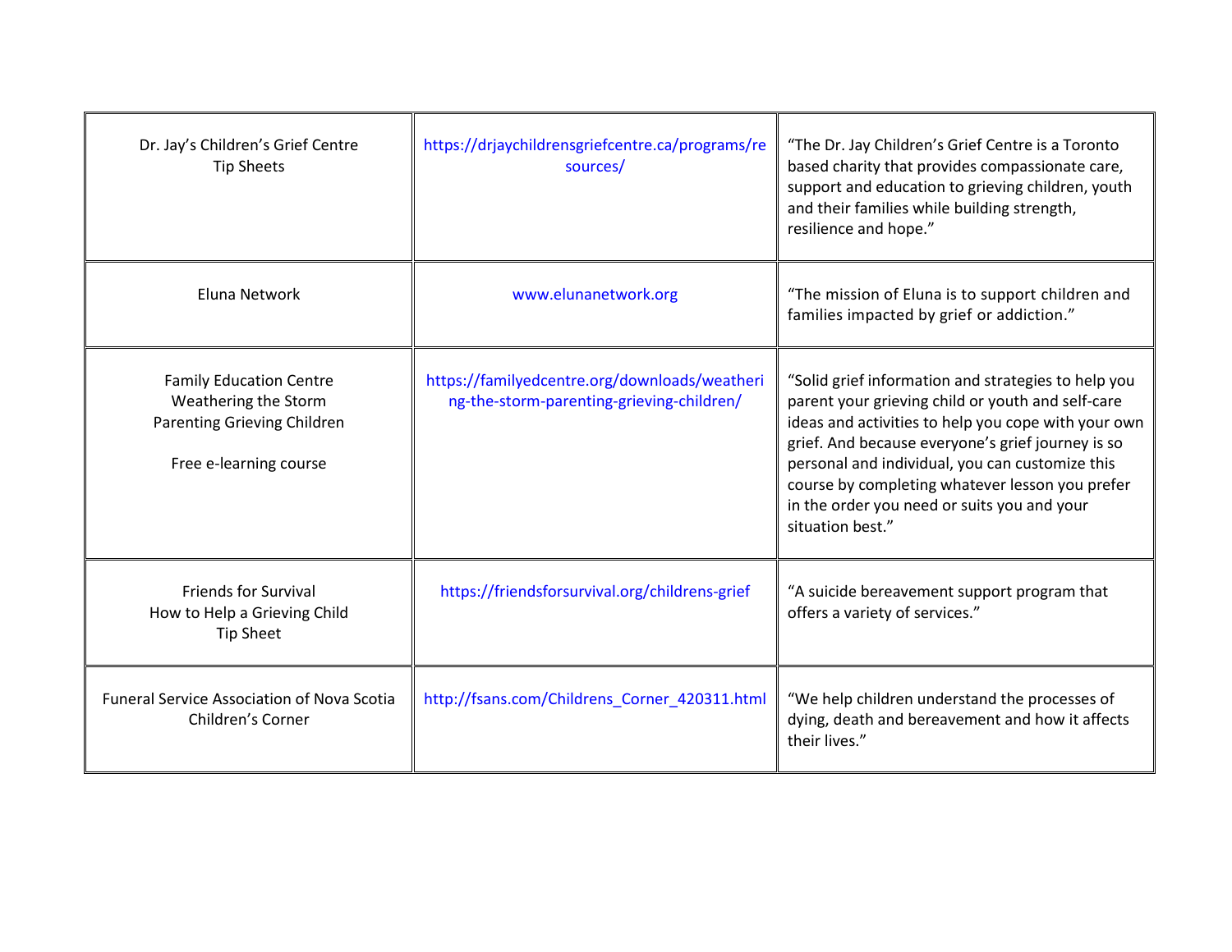| | | |
|---|---|---|
| Dr. Jay's Children's Grief Centre<br>Tip Sheets | https://drjaychildrensgriefcentre.ca/programs/resources/ | "The Dr. Jay Children's Grief Centre is a Toronto based charity that provides compassionate care, support and education to grieving children, youth and their families while building strength, resilience and hope." |
| Eluna Network | www.elunanetwork.org | "The mission of Eluna is to support children and families impacted by grief or addiction." |
| Family Education Centre<br>Weathering the Storm<br>Parenting Grieving Children<br><br>Free e-learning course | https://familyedcentre.org/downloads/weathering-the-storm-parenting-grieving-children/ | "Solid grief information and strategies to help you parent your grieving child or youth and self-care ideas and activities to help you cope with your own grief. And because everyone's grief journey is so personal and individual, you can customize this course by completing whatever lesson you prefer in the order you need or suits you and your situation best." |
| Friends for Survival<br>How to Help a Grieving Child<br>Tip Sheet | https://friendsforsurvival.org/childrens-grief | "A suicide bereavement support program that offers a variety of services." |
| Funeral Service Association of Nova Scotia<br>Children's Corner | http://fsans.com/Childrens_Corner_420311.html | "We help children understand the processes of dying, death and bereavement and how it affects their lives." |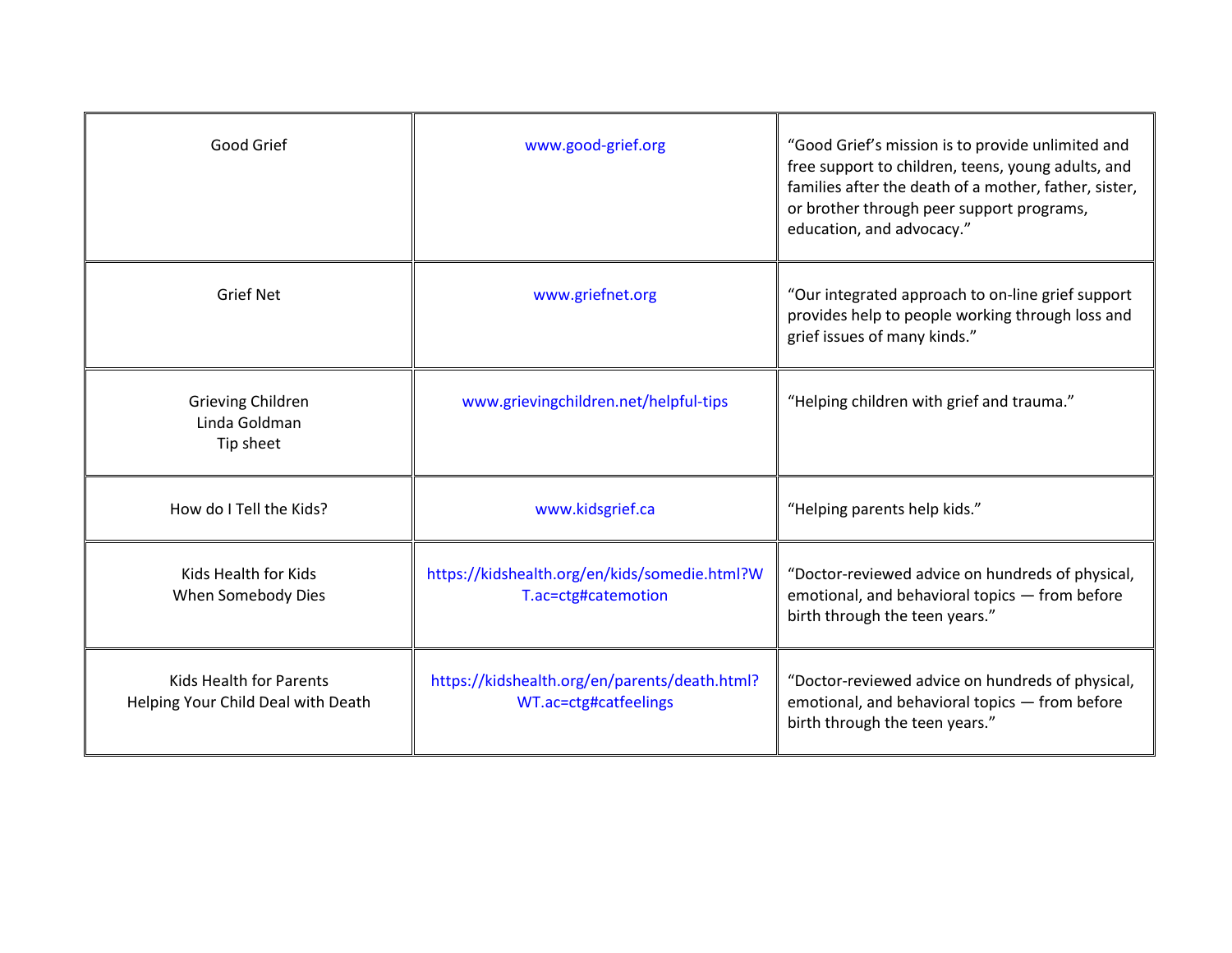| | | |
|---|---|---|
| Good Grief | www.good-grief.org | “Good Grief’s mission is to provide unlimited and free support to children, teens, young adults, and families after the death of a mother, father, sister, or brother through peer support programs, education, and advocacy.” |
| Grief Net | www.griefnet.org | “Our integrated approach to on-line grief support provides help to people working through loss and grief issues of many kinds.” |
| Grieving Children<br>Linda Goldman<br>Tip sheet | www.grievingchildren.net/helpful-tips | “Helping children with grief and trauma.” |
| How do I Tell the Kids? | www.kidsgrief.ca | “Helping parents help kids.” |
| Kids Health for Kids<br>When Somebody Dies | https://kidshealth.org/en/kids/somedie.html?WT.ac=ctg#catemotion | “Doctor-reviewed advice on hundreds of physical, emotional, and behavioral topics — from before birth through the teen years.” |
| Kids Health for Parents<br>Helping Your Child Deal with Death | https://kidshealth.org/en/parents/death.html?WT.ac=ctg#catfeelings | “Doctor-reviewed advice on hundreds of physical, emotional, and behavioral topics — from before birth through the teen years.” |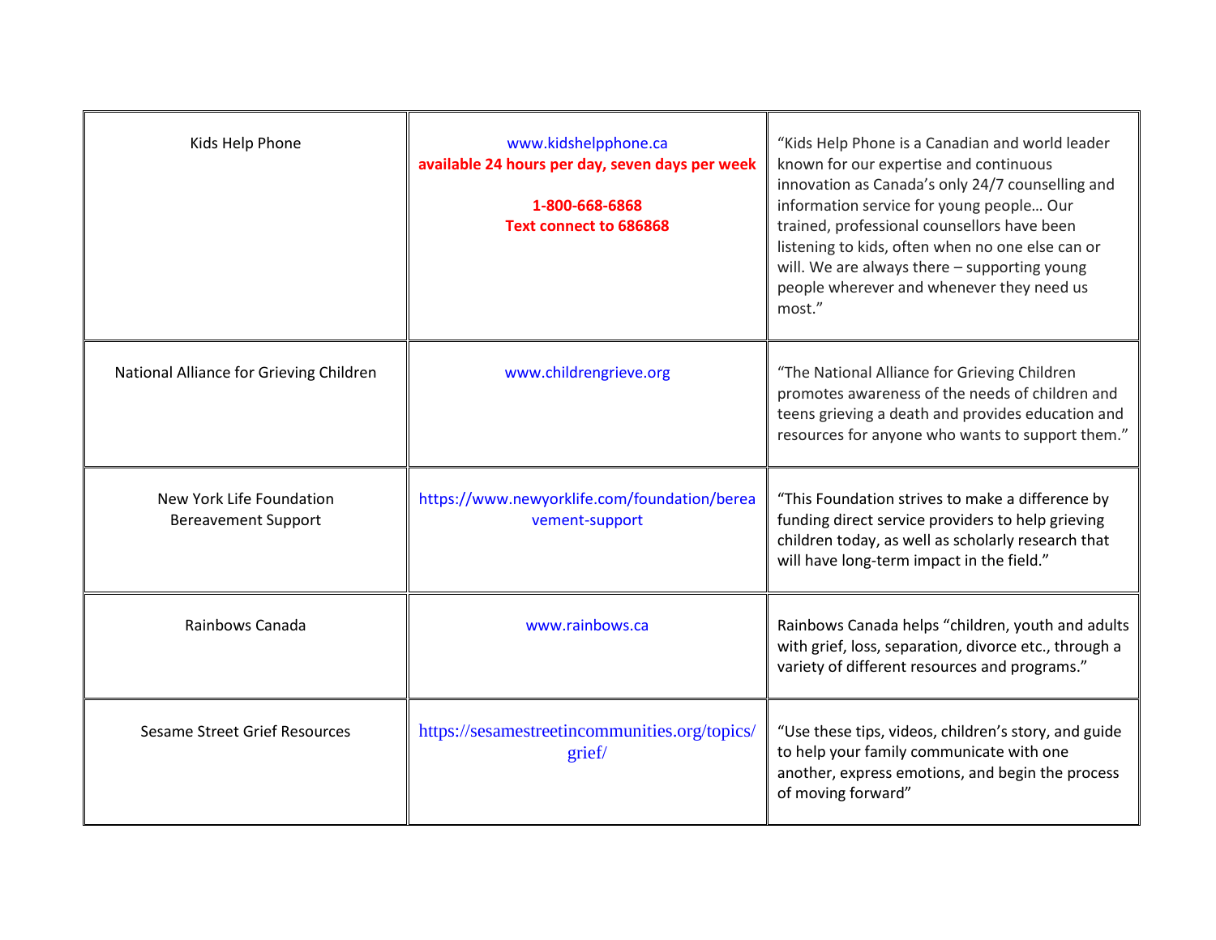| | | |
|---|---|---|
| Kids Help Phone | www.kidshelpphone.ca<br>**available 24 hours per day, seven days per week**<br><br>**1-800-668-6868**<br>**Text connect to 686868** | "Kids Help Phone is a Canadian and world leader known for our expertise and continuous innovation as Canada's only 24/7 counselling and information service for young people… Our trained, professional counsellors have been listening to kids, often when no one else can or will. We are always there – supporting young people wherever and whenever they need us most." |
| National Alliance for Grieving Children | www.childrengrieve.org | "The National Alliance for Grieving Children promotes awareness of the needs of children and teens grieving a death and provides education and resources for anyone who wants to support them." |
| New York Life Foundation Bereavement Support | https://www.newyorklife.com/foundation/bereavement-support | "This Foundation strives to make a difference by funding direct service providers to help grieving children today, as well as scholarly research that will have long-term impact in the field." |
| Rainbows Canada | www.rainbows.ca | Rainbows Canada helps "children, youth and adults with grief, loss, separation, divorce etc., through a variety of different resources and programs." |
| Sesame Street Grief Resources | https://sesamestreetincommunities.org/topics/grief/ | "Use these tips, videos, children's story, and guide to help your family communicate with one another, express emotions, and begin the process of moving forward" |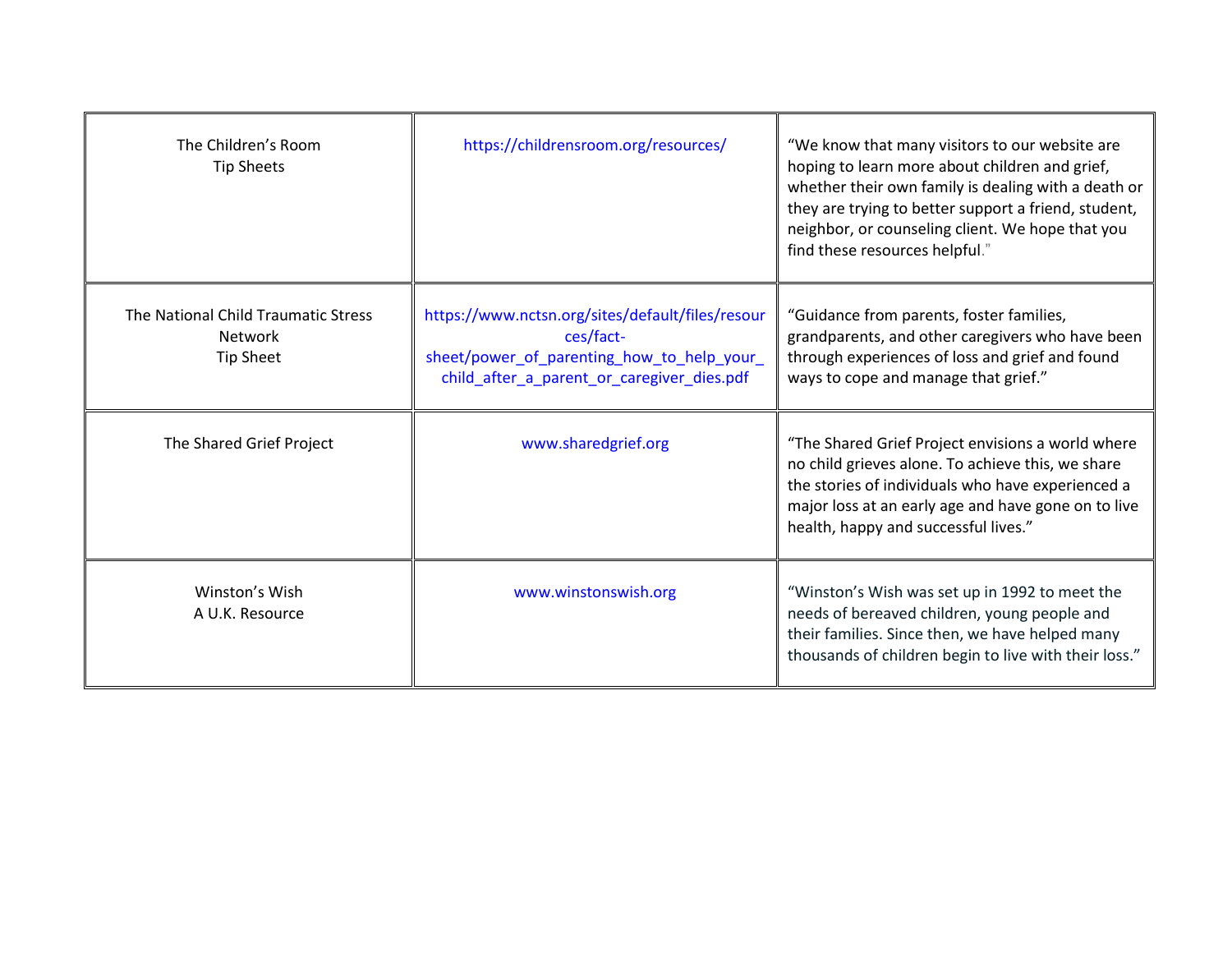| | | |
|---|---|---|
| The Children's Room<br>Tip Sheets | https://childrensroom.org/resources/ | "We know that many visitors to our website are hoping to learn more about children and grief, whether their own family is dealing with a death or they are trying to better support a friend, student, neighbor, or counseling client. We hope that you find these resources helpful." |
| The National Child Traumatic Stress Network<br>Tip Sheet | https://www.nctsn.org/sites/default/files/resources/fact-sheet/power_of_parenting_how_to_help_your_child_after_a_parent_or_caregiver_dies.pdf | "Guidance from parents, foster families, grandparents, and other caregivers who have been through experiences of loss and grief and found ways to cope and manage that grief." |
| The Shared Grief Project | www.sharedgrief.org | "The Shared Grief Project envisions a world where no child grieves alone. To achieve this, we share the stories of individuals who have experienced a major loss at an early age and have gone on to live health, happy and successful lives." |
| Winston's Wish<br>A U.K. Resource | www.winstonswish.org | "Winston's Wish was set up in 1992 to meet the needs of bereaved children, young people and their families. Since then, we have helped many thousands of children begin to live with their loss." |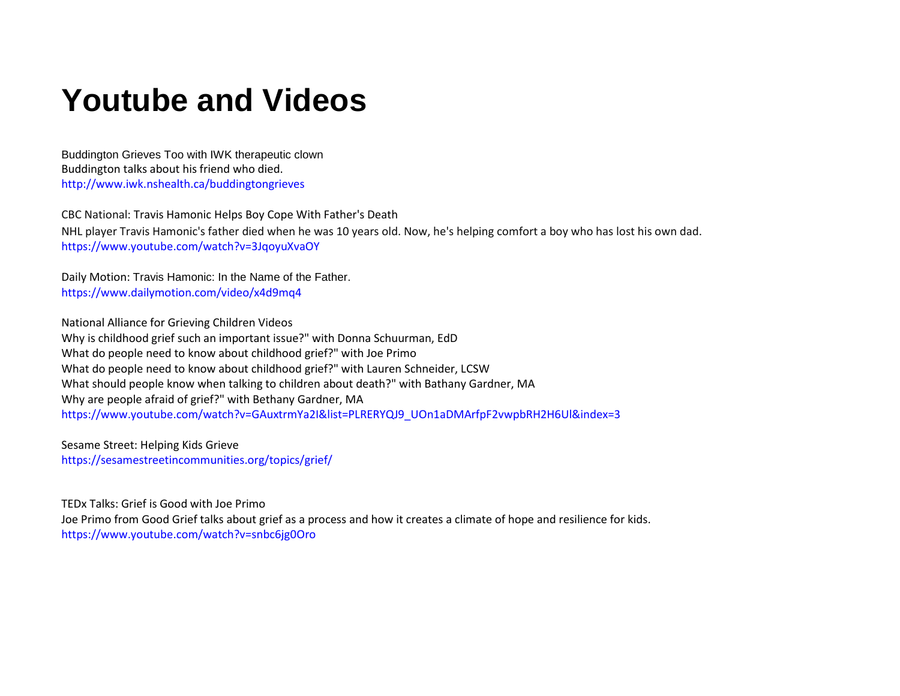# Youtube and Videos

Buddington Grieves Too with IWK therapeutic clown
Buddington talks about his friend who died.
http://www.iwk.nshealth.ca/buddingtongrieves

CBC National: Travis Hamonic Helps Boy Cope With Father's Death
NHL player Travis Hamonic's father died when he was 10 years old. Now, he's helping comfort a boy who has lost his own dad.
https://www.youtube.com/watch?v=3JqoyuXvaOY

Daily Motion: Travis Hamonic: In the Name of the Father.
https://www.dailymotion.com/video/x4d9mq4

National Alliance for Grieving Children Videos
Why is childhood grief such an important issue?" with Donna Schuurman, EdD
What do people need to know about childhood grief?" with Joe Primo
What do people need to know about childhood grief?" with Lauren Schneider, LCSW
What should people know when talking to children about death?" with Bathany Gardner, MA
Why are people afraid of grief?" with Bethany Gardner, MA
https://www.youtube.com/watch?v=GAuxtrmYa2I&list=PLRERYQJ9_UOn1aDMArfpF2vwpbRH2H6Ul&index=3

Sesame Street: Helping Kids Grieve
https://sesamestreetincommunities.org/topics/grief/

TEDx Talks: Grief is Good with Joe Primo
Joe Primo from Good Grief talks about grief as a process and how it creates a climate of hope and resilience for kids.
https://www.youtube.com/watch?v=snbc6jg0Oro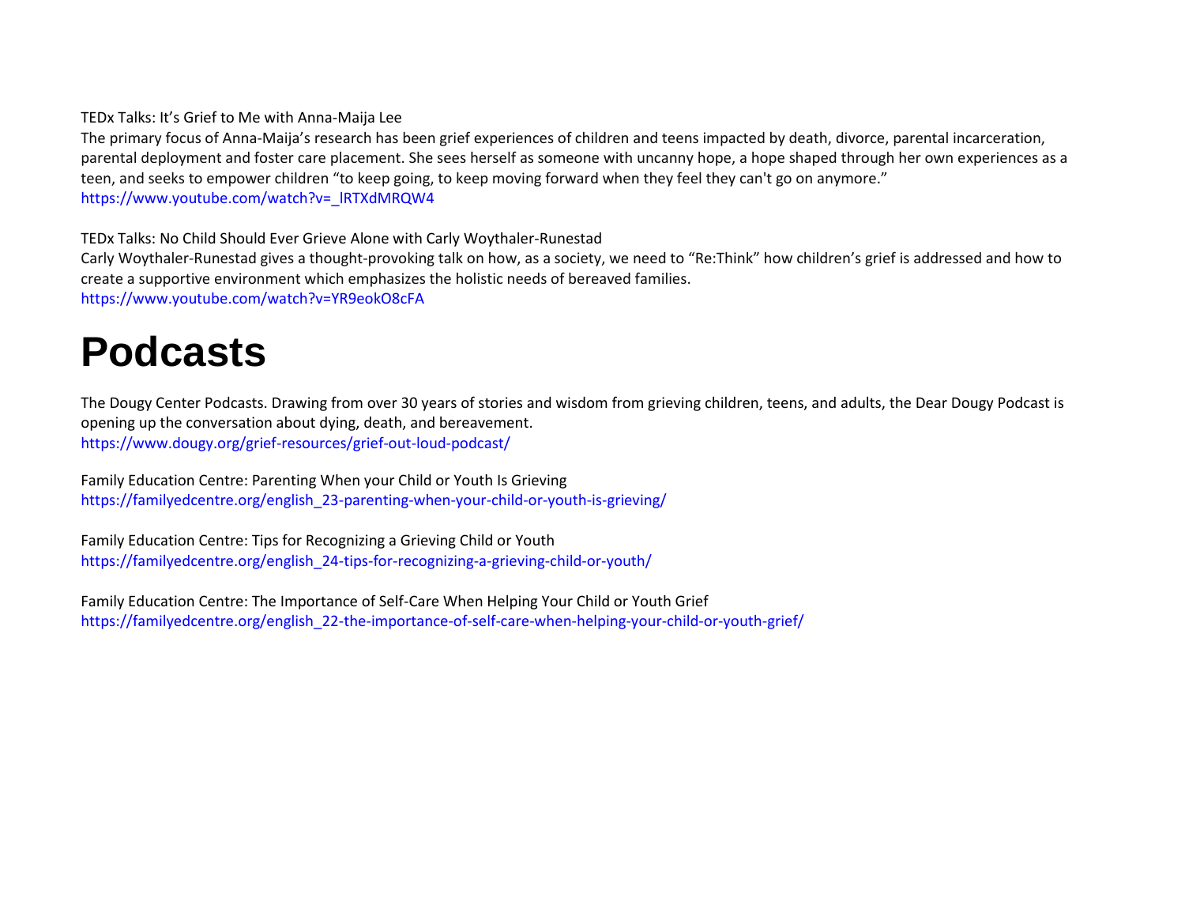TEDx Talks: It's Grief to Me with Anna-Maija Lee

The primary focus of Anna-Maija's research has been grief experiences of children and teens impacted by death, divorce, parental incarceration, parental deployment and foster care placement. She sees herself as someone with uncanny hope, a hope shaped through her own experiences as a teen, and seeks to empower children "to keep going, to keep moving forward when they feel they can't go on anymore."

https://www.youtube.com/watch?v=_lRTXdMRQW4

TEDx Talks: No Child Should Ever Grieve Alone with Carly Woythaler-Runestad

Carly Woythaler-Runestad gives a thought-provoking talk on how, as a society, we need to "Re:Think" how children's grief is addressed and how to create a supportive environment which emphasizes the holistic needs of bereaved families.

https://www.youtube.com/watch?v=YR9eokO8cFA

# Podcasts

The Dougy Center Podcasts. Drawing from over 30 years of stories and wisdom from grieving children, teens, and adults, the Dear Dougy Podcast is opening up the conversation about dying, death, and bereavement.

https://www.dougy.org/grief-resources/grief-out-loud-podcast/

Family Education Centre: Parenting When your Child or Youth Is Grieving

https://familyedcentre.org/english_23-parenting-when-your-child-or-youth-is-grieving/

Family Education Centre: Tips for Recognizing a Grieving Child or Youth

https://familyedcentre.org/english_24-tips-for-recognizing-a-grieving-child-or-youth/

Family Education Centre: The Importance of Self-Care When Helping Your Child or Youth Grief

https://familyedcentre.org/english_22-the-importance-of-self-care-when-helping-your-child-or-youth-grief/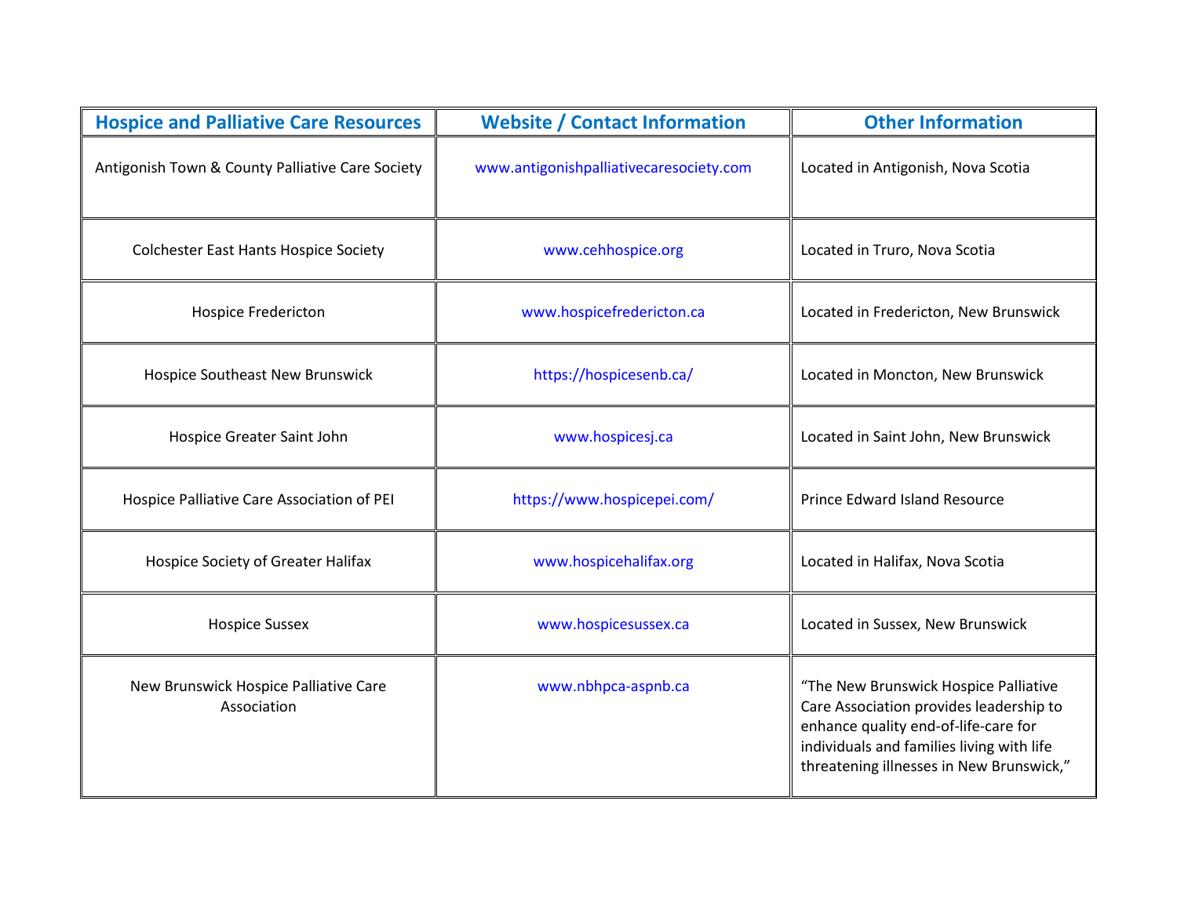| Hospice and Palliative Care Resources | Website / Contact Information | Other Information |
|---|---|---|
| Antigonish Town & County Palliative Care Society | www.antigonishpalliativecaresociety.com | Located in Antigonish, Nova Scotia |
| Colchester East Hants Hospice Society | www.cehhospice.org | Located in Truro, Nova Scotia |
| Hospice Fredericton | www.hospicefredericton.ca | Located in Fredericton, New Brunswick |
| Hospice Southeast New Brunswick | https://hospicesenb.ca/ | Located in Moncton, New Brunswick |
| Hospice Greater Saint John | www.hospicesj.ca | Located in Saint John, New Brunswick |
| Hospice Palliative Care Association of PEI | https://www.hospicepei.com/ | Prince Edward Island Resource |
| Hospice Society of Greater Halifax | www.hospicehalifax.org | Located in Halifax, Nova Scotia |
| Hospice Sussex | www.hospicesussex.ca | Located in Sussex, New Brunswick |
| New Brunswick Hospice Palliative Care Association | www.nbhpca-aspnb.ca | "The New Brunswick Hospice Palliative Care Association provides leadership to enhance quality end-of-life-care for individuals and families living with life threatening illnesses in New Brunswick," |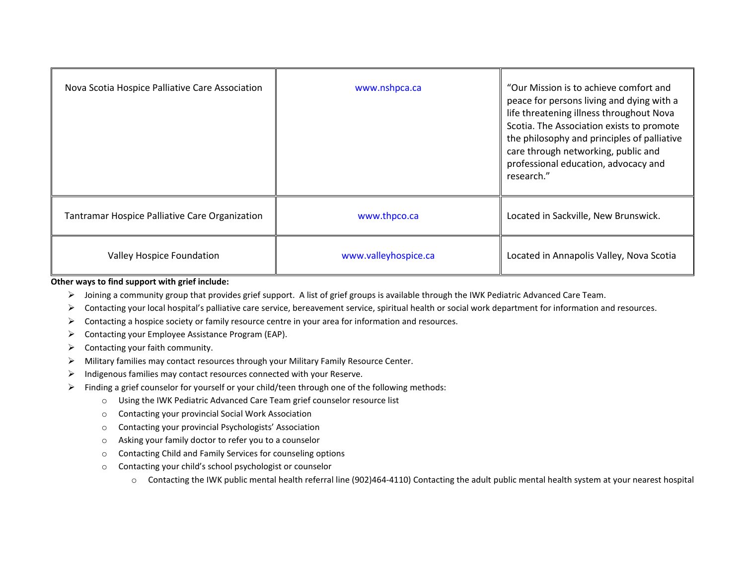| | | |
|---|---|---|
| Nova Scotia Hospice Palliative Care Association | www.nshpca.ca | "Our Mission is to achieve comfort and peace for persons living and dying with a life threatening illness throughout Nova Scotia. The Association exists to promote the philosophy and principles of palliative care through networking, public and professional education, advocacy and research." |
| Tantramar Hospice Palliative Care Organization | www.thpco.ca | Located in Sackville, New Brunswick. |
| Valley Hospice Foundation | www.valleyhospice.ca | Located in Annapolis Valley, Nova Scotia |

**Other ways to find support with grief include:**

- Joining a community group that provides grief support. A list of grief groups is available through the IWK Pediatric Advanced Care Team.
- Contacting your local hospital's palliative care service, bereavement service, spiritual health or social work department for information and resources.
- Contacting a hospice society or family resource centre in your area for information and resources.
- Contacting your Employee Assistance Program (EAP).
- Contacting your faith community.
- Military families may contact resources through your Military Family Resource Center.
- Indigenous families may contact resources connected with your Reserve.
- Finding a grief counselor for yourself or your child/teen through one of the following methods:
  - Using the IWK Pediatric Advanced Care Team grief counselor resource list
  - Contacting your provincial Social Work Association
  - Contacting your provincial Psychologists' Association
  - Asking your family doctor to refer you to a counselor
  - Contacting Child and Family Services for counseling options
  - Contacting your child's school psychologist or counselor
    - Contacting the IWK public mental health referral line (902)464-4110) Contacting the adult public mental health system at your nearest hospital